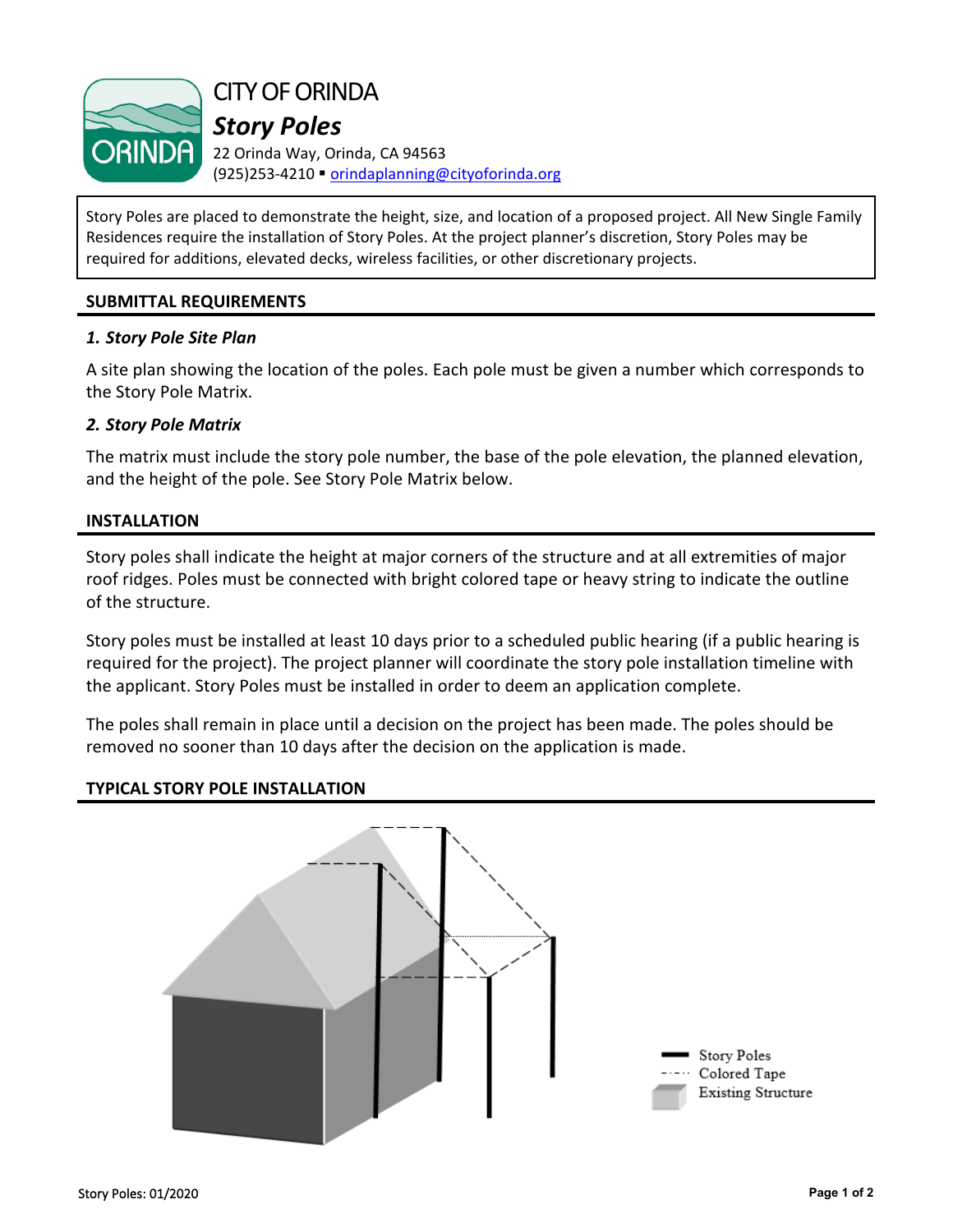# CITY OF ORINDA

## *Story Poles*

22 Orinda Way, Orinda, CA 94563
(925)253-4210 ▪ orindaplanning@cityoforinda.org

Story Poles are placed to demonstrate the height, size, and location of a proposed project. All New Single Family Residences require the installation of Story Poles. At the project planner's discretion, Story Poles may be required for additions, elevated decks, wireless facilities, or other discretionary projects.

### SUBMITTAL REQUIREMENTS

***1. Story Pole Site Plan***

A site plan showing the location of the poles. Each pole must be given a number which corresponds to the Story Pole Matrix.

***2. Story Pole Matrix***

The matrix must include the story pole number, the base of the pole elevation, the planned elevation, and the height of the pole. See Story Pole Matrix below.

### INSTALLATION

Story poles shall indicate the height at major corners of the structure and at all extremities of major roof ridges. Poles must be connected with bright colored tape or heavy string to indicate the outline of the structure.

Story poles must be installed at least 10 days prior to a scheduled public hearing (if a public hearing is required for the project). The project planner will coordinate the story pole installation timeline with the applicant. Story Poles must be installed in order to deem an application complete.

The poles shall remain in place until a decision on the project has been made. The poles should be removed no sooner than 10 days after the decision on the application is made.

### TYPICAL STORY POLE INSTALLATION

Story Poles
Colored Tape
Existing Structure

Story Poles: 01/2020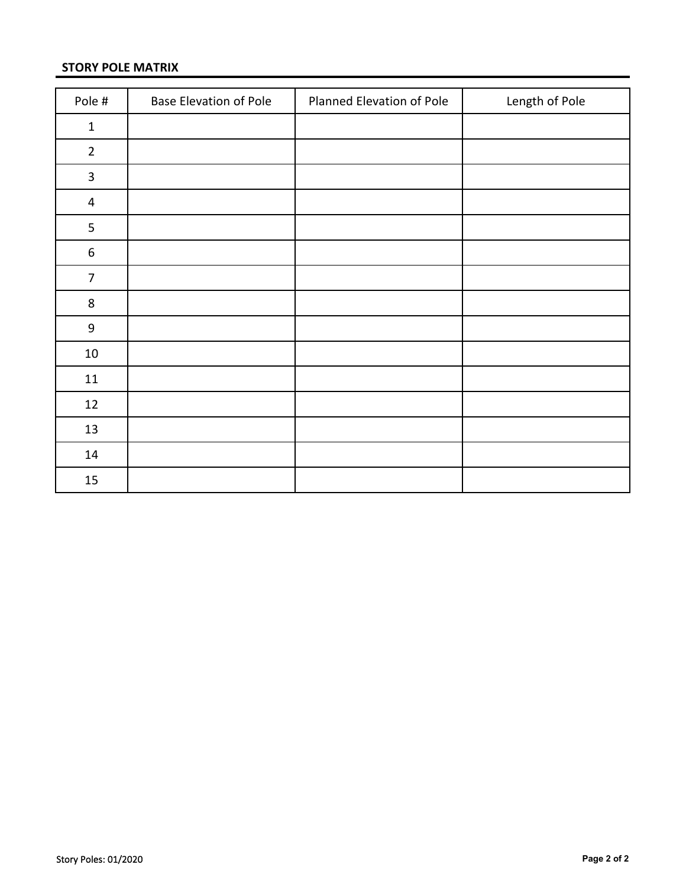## STORY POLE MATRIX

| Pole # | Base Elevation of Pole | Planned Elevation of Pole | Length of Pole |
|---|---|---|---|
| 1 | | | |
| 2 | | | |
| 3 | | | |
| 4 | | | |
| 5 | | | |
| 6 | | | |
| 7 | | | |
| 8 | | | |
| 9 | | | |
| 10 | | | |
| 11 | | | |
| 12 | | | |
| 13 | | | |
| 14 | | | |
| 15 | | | |